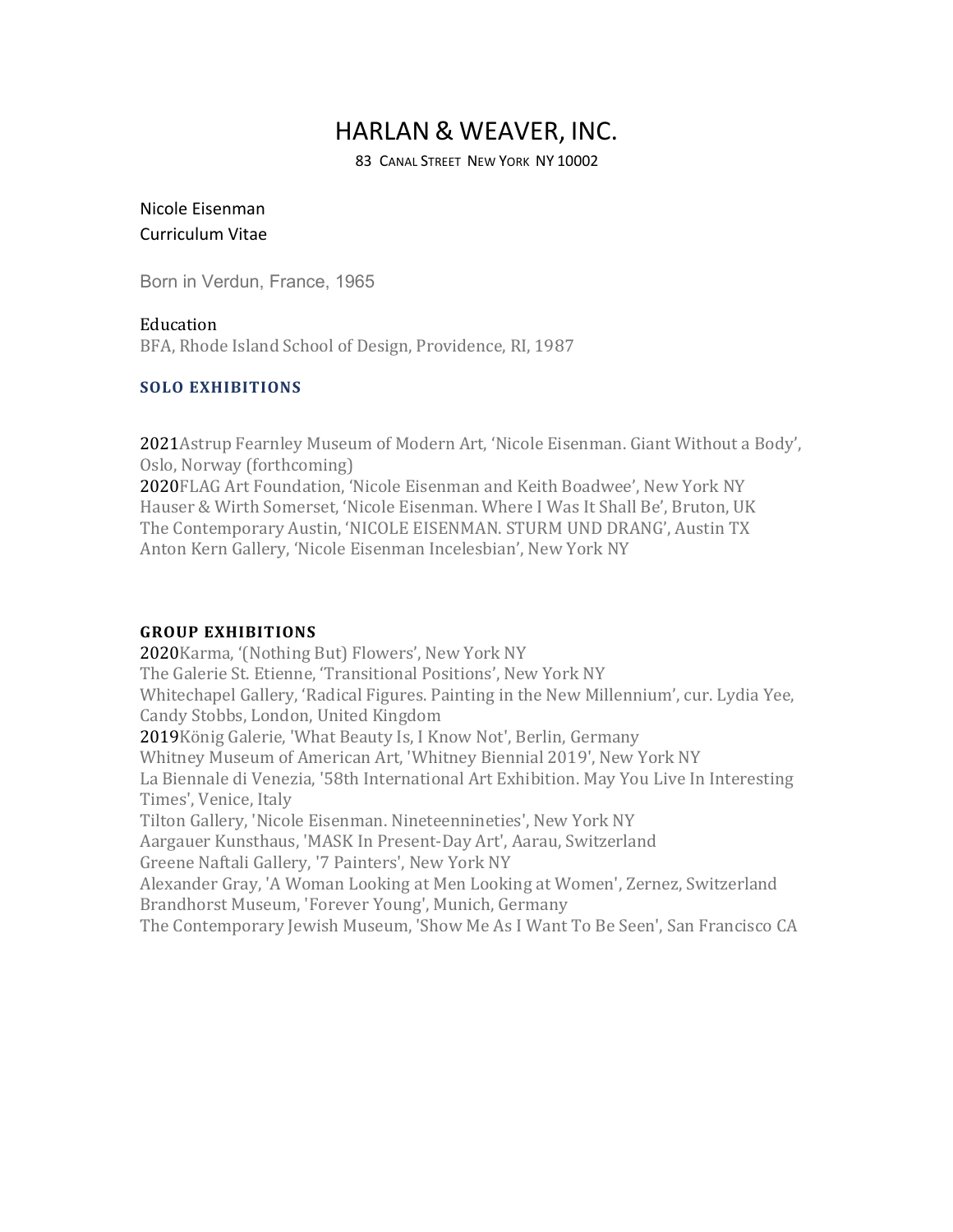# HARLAN & WEAVER, INC.

83 CANAL STREET NEW YORK NY 10002

Nicole Eisenman
Curriculum Vitae

Born in Verdun, France, 1965

Education
BFA, Rhode Island School of Design, Providence, RI, 1987

## SOLO EXHIBITIONS

2021Astrup Fearnley Museum of Modern Art, 'Nicole Eisenman. Giant Without a Body', Oslo, Norway (forthcoming)
2020FLAG Art Foundation, 'Nicole Eisenman and Keith Boadwee', New York NY
Hauser & Wirth Somerset, 'Nicole Eisenman. Where I Was It Shall Be', Bruton, UK
The Contemporary Austin, 'NICOLE EISENMAN. STURM UND DRANG', Austin TX
Anton Kern Gallery, 'Nicole Eisenman Incelesbian', New York NY

## GROUP EXHIBITIONS

2020Karma, '(Nothing But) Flowers', New York NY
The Galerie St. Etienne, 'Transitional Positions', New York NY
Whitechapel Gallery, 'Radical Figures. Painting in the New Millennium', cur. Lydia Yee, Candy Stobbs, London, United Kingdom
2019König Galerie, 'What Beauty Is, I Know Not', Berlin, Germany
Whitney Museum of American Art, 'Whitney Biennial 2019', New York NY
La Biennale di Venezia, '58th International Art Exhibition. May You Live In Interesting Times', Venice, Italy
Tilton Gallery, 'Nicole Eisenman. Nineteennineties', New York NY
Aargauer Kunsthaus, 'MASK In Present-Day Art', Aarau, Switzerland
Greene Naftali Gallery, '7 Painters', New York NY
Alexander Gray, 'A Woman Looking at Men Looking at Women', Zernez, Switzerland
Brandhorst Museum, 'Forever Young', Munich, Germany
The Contemporary Jewish Museum, 'Show Me As I Want To Be Seen', San Francisco CA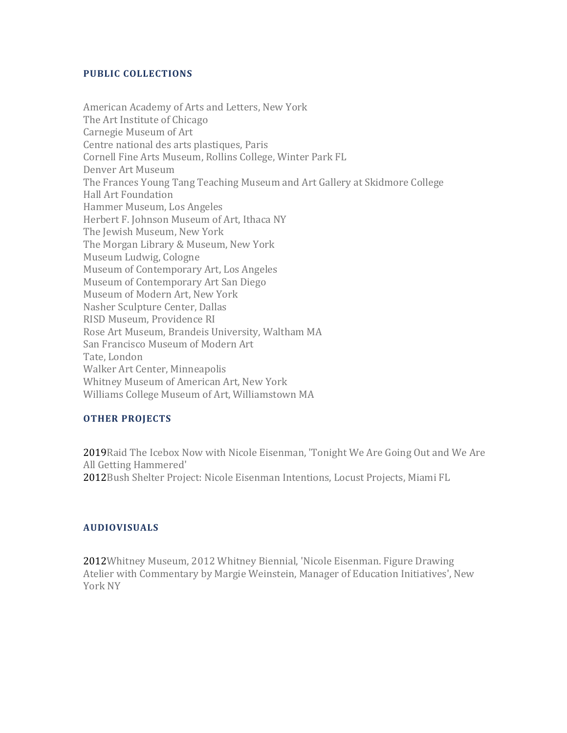## PUBLIC COLLECTIONS

American Academy of Arts and Letters, New York
The Art Institute of Chicago
Carnegie Museum of Art
Centre national des arts plastiques, Paris
Cornell Fine Arts Museum, Rollins College, Winter Park FL
Denver Art Museum
The Frances Young Tang Teaching Museum and Art Gallery at Skidmore College
Hall Art Foundation
Hammer Museum, Los Angeles
Herbert F. Johnson Museum of Art, Ithaca NY
The Jewish Museum, New York
The Morgan Library & Museum, New York
Museum Ludwig, Cologne
Museum of Contemporary Art, Los Angeles
Museum of Contemporary Art San Diego
Museum of Modern Art, New York
Nasher Sculpture Center, Dallas
RISD Museum, Providence RI
Rose Art Museum, Brandeis University, Waltham MA
San Francisco Museum of Modern Art
Tate, London
Walker Art Center, Minneapolis
Whitney Museum of American Art, New York
Williams College Museum of Art, Williamstown MA

## OTHER PROJECTS

2019Raid The Icebox Now with Nicole Eisenman, 'Tonight We Are Going Out and We Are All Getting Hammered'
2012Bush Shelter Project: Nicole Eisenman Intentions, Locust Projects, Miami FL

## AUDIOVISUALS

2012Whitney Museum, 2012 Whitney Biennial, 'Nicole Eisenman. Figure Drawing Atelier with Commentary by Margie Weinstein, Manager of Education Initiatives', New York NY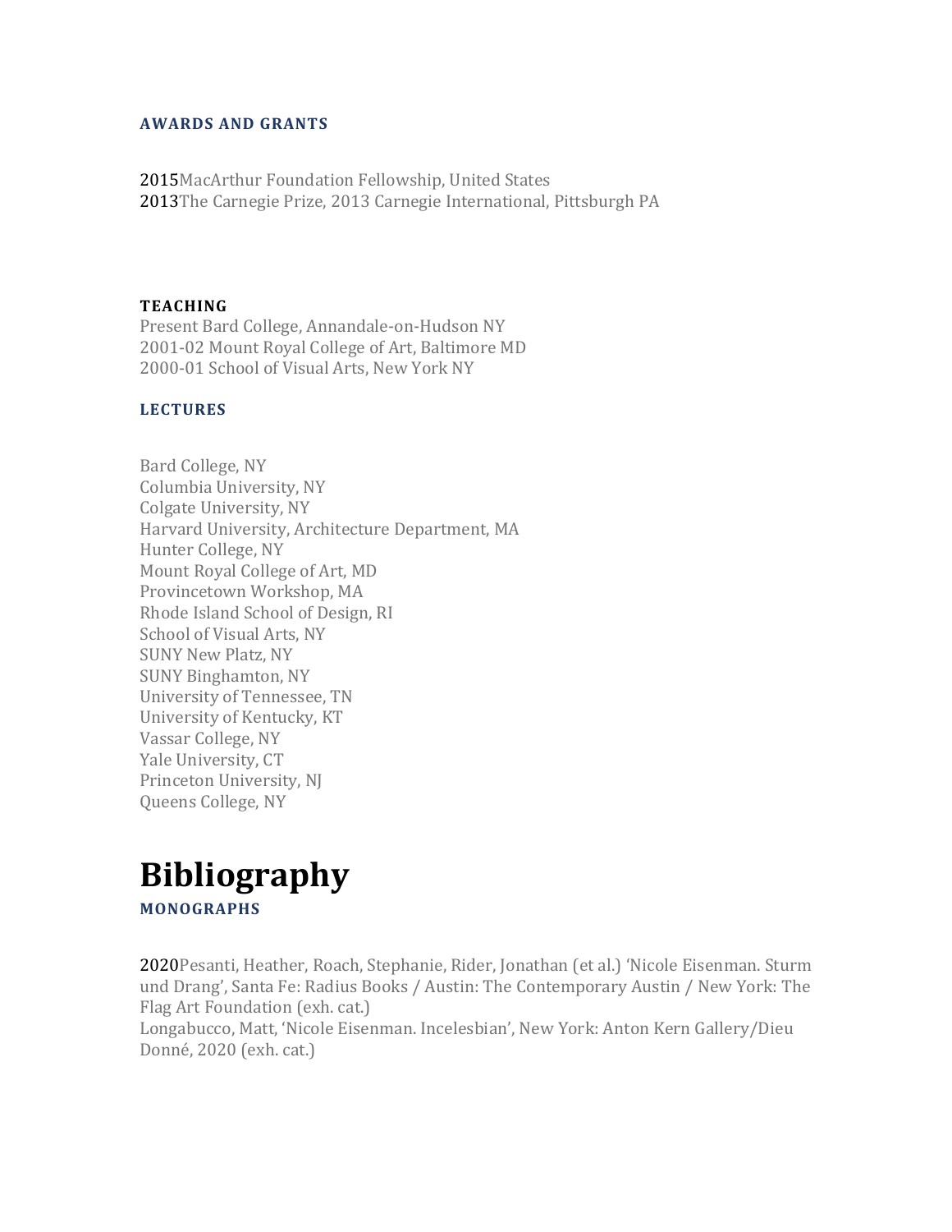### AWARDS AND GRANTS

2015MacArthur Foundation Fellowship, United States
2013The Carnegie Prize, 2013 Carnegie International, Pittsburgh PA

### TEACHING

Present Bard College, Annandale-on-Hudson NY
2001-02 Mount Royal College of Art, Baltimore MD
2000-01 School of Visual Arts, New York NY

### LECTURES

Bard College, NY
Columbia University, NY
Colgate University, NY
Harvard University, Architecture Department, MA
Hunter College, NY
Mount Royal College of Art, MD
Provincetown Workshop, MA
Rhode Island School of Design, RI
School of Visual Arts, NY
SUNY New Platz, NY
SUNY Binghamton, NY
University of Tennessee, TN
University of Kentucky, KT
Vassar College, NY
Yale University, CT
Princeton University, NJ
Queens College, NY

# Bibliography

### MONOGRAPHS

2020Pesanti, Heather, Roach, Stephanie, Rider, Jonathan (et al.) 'Nicole Eisenman. Sturm und Drang', Santa Fe: Radius Books / Austin: The Contemporary Austin / New York: The Flag Art Foundation (exh. cat.)
Longabucco, Matt, 'Nicole Eisenman. Incelesbian', New York: Anton Kern Gallery/Dieu Donné, 2020 (exh. cat.)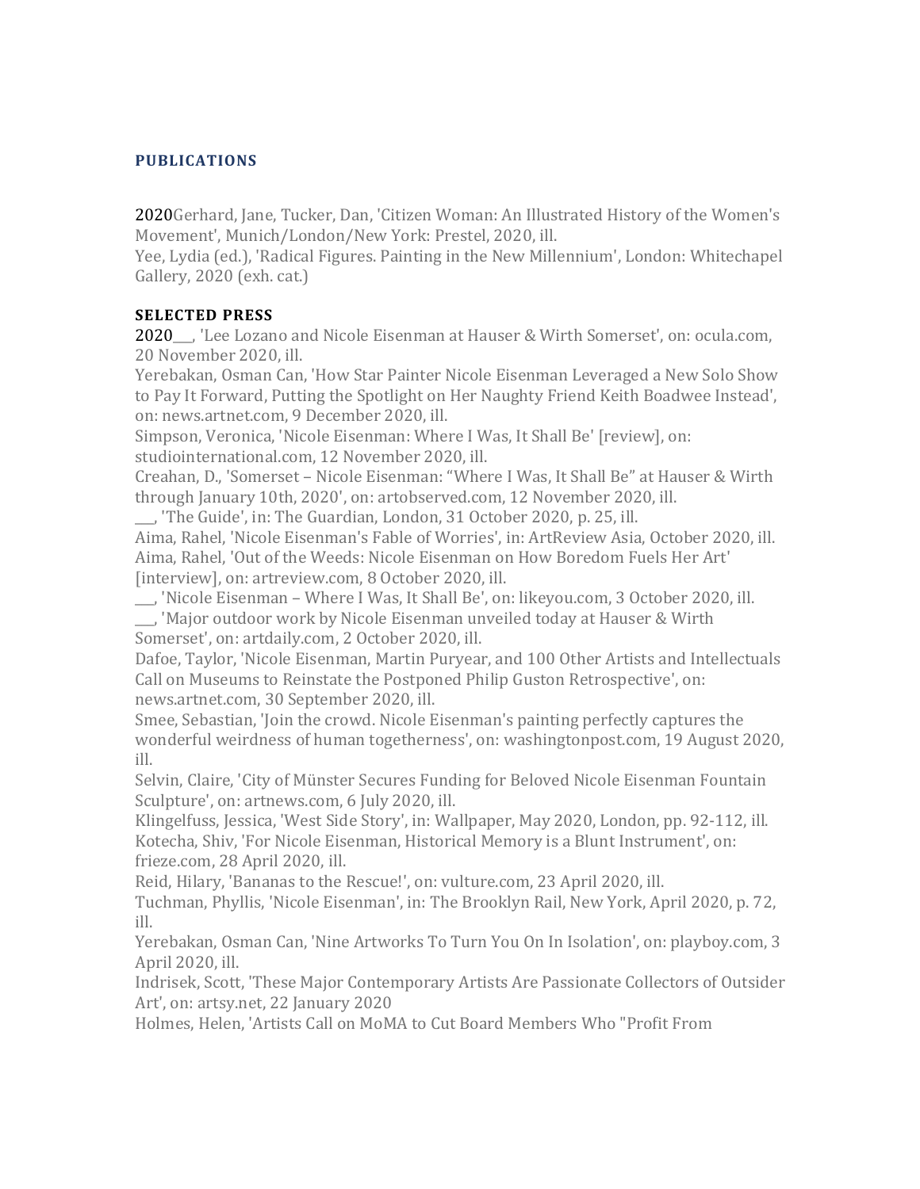## PUBLICATIONS

2020Gerhard, Jane, Tucker, Dan, 'Citizen Woman: An Illustrated History of the Women's Movement', Munich/London/New York: Prestel, 2020, ill.
Yee, Lydia (ed.), 'Radical Figures. Painting in the New Millennium', London: Whitechapel Gallery, 2020 (exh. cat.)

### SELECTED PRESS

2020___, 'Lee Lozano and Nicole Eisenman at Hauser & Wirth Somerset', on: ocula.com, 20 November 2020, ill.
Yerebakan, Osman Can, 'How Star Painter Nicole Eisenman Leveraged a New Solo Show to Pay It Forward, Putting the Spotlight on Her Naughty Friend Keith Boadwee Instead', on: news.artnet.com, 9 December 2020, ill.
Simpson, Veronica, 'Nicole Eisenman: Where I Was, It Shall Be' [review], on: studiointernational.com, 12 November 2020, ill.
Creahan, D., 'Somerset – Nicole Eisenman: "Where I Was, It Shall Be" at Hauser & Wirth through January 10th, 2020', on: artobserved.com, 12 November 2020, ill.
___, 'The Guide', in: The Guardian, London, 31 October 2020, p. 25, ill.
Aima, Rahel, 'Nicole Eisenman's Fable of Worries', in: ArtReview Asia, October 2020, ill.
Aima, Rahel, 'Out of the Weeds: Nicole Eisenman on How Boredom Fuels Her Art' [interview], on: artreview.com, 8 October 2020, ill.
___, 'Nicole Eisenman – Where I Was, It Shall Be', on: likeyou.com, 3 October 2020, ill.
___, 'Major outdoor work by Nicole Eisenman unveiled today at Hauser & Wirth Somerset', on: artdaily.com, 2 October 2020, ill.
Dafoe, Taylor, 'Nicole Eisenman, Martin Puryear, and 100 Other Artists and Intellectuals Call on Museums to Reinstate the Postponed Philip Guston Retrospective', on: news.artnet.com, 30 September 2020, ill.
Smee, Sebastian, 'Join the crowd. Nicole Eisenman's painting perfectly captures the wonderful weirdness of human togetherness', on: washingtonpost.com, 19 August 2020, ill.
Selvin, Claire, 'City of Münster Secures Funding for Beloved Nicole Eisenman Fountain Sculpture', on: artnews.com, 6 July 2020, ill.
Klingelfuss, Jessica, 'West Side Story', in: Wallpaper, May 2020, London, pp. 92-112, ill.
Kotecha, Shiv, 'For Nicole Eisenman, Historical Memory is a Blunt Instrument', on: frieze.com, 28 April 2020, ill.
Reid, Hilary, 'Bananas to the Rescue!', on: vulture.com, 23 April 2020, ill.
Tuchman, Phyllis, 'Nicole Eisenman', in: The Brooklyn Rail, New York, April 2020, p. 72, ill.
Yerebakan, Osman Can, 'Nine Artworks To Turn You On In Isolation', on: playboy.com, 3 April 2020, ill.
Indrisek, Scott, 'These Major Contemporary Artists Are Passionate Collectors of Outsider Art', on: artsy.net, 22 January 2020
Holmes, Helen, 'Artists Call on MoMA to Cut Board Members Who "Profit From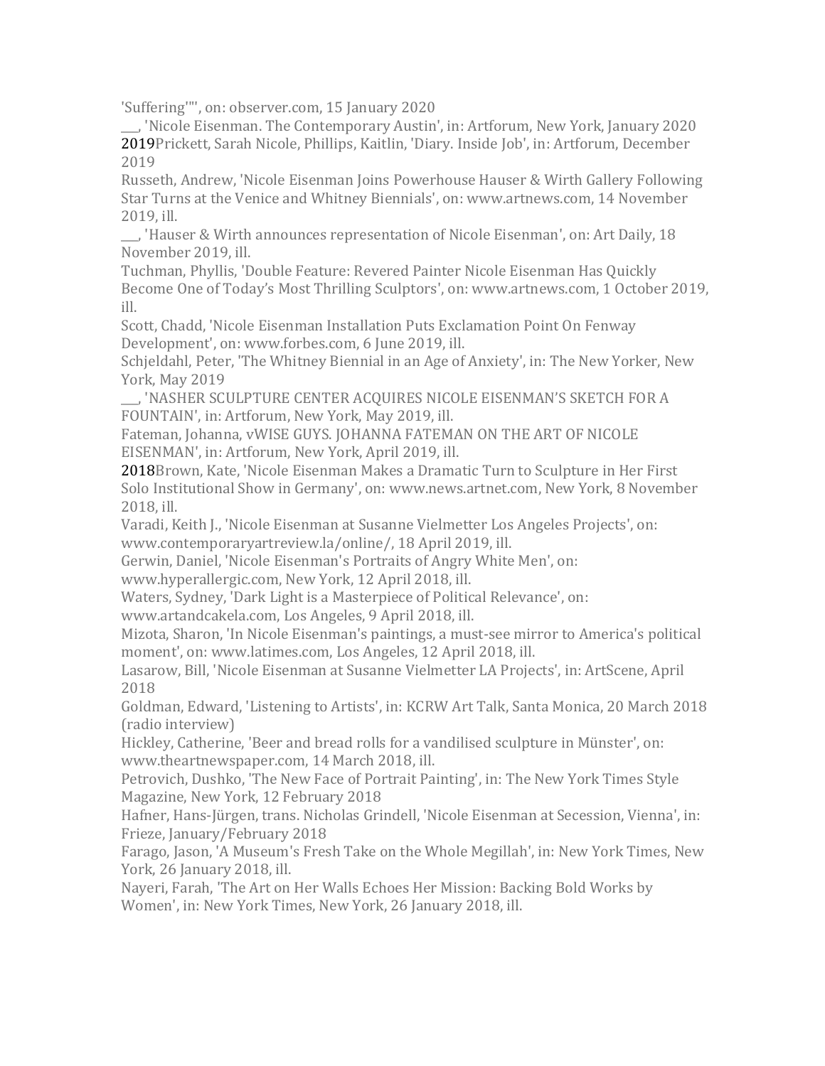'Suffering'"', on: observer.com, 15 January 2020

___, 'Nicole Eisenman. The Contemporary Austin', in: Artforum, New York, January 2020

2019Prickett, Sarah Nicole, Phillips, Kaitlin, 'Diary. Inside Job', in: Artforum, December 2019

Russeth, Andrew, 'Nicole Eisenman Joins Powerhouse Hauser & Wirth Gallery Following Star Turns at the Venice and Whitney Biennials', on: www.artnews.com, 14 November 2019, ill.

___, 'Hauser & Wirth announces representation of Nicole Eisenman', on: Art Daily, 18 November 2019, ill.

Tuchman, Phyllis, 'Double Feature: Revered Painter Nicole Eisenman Has Quickly Become One of Today's Most Thrilling Sculptors', on: www.artnews.com, 1 October 2019, ill.

Scott, Chadd, 'Nicole Eisenman Installation Puts Exclamation Point On Fenway Development', on: www.forbes.com, 6 June 2019, ill.

Schjeldahl, Peter, 'The Whitney Biennial in an Age of Anxiety', in: The New Yorker, New York, May 2019

___, 'NASHER SCULPTURE CENTER ACQUIRES NICOLE EISENMAN'S SKETCH FOR A FOUNTAIN', in: Artforum, New York, May 2019, ill.

Fateman, Johanna, vWISE GUYS. JOHANNA FATEMAN ON THE ART OF NICOLE EISENMAN', in: Artforum, New York, April 2019, ill.

2018Brown, Kate, 'Nicole Eisenman Makes a Dramatic Turn to Sculpture in Her First Solo Institutional Show in Germany', on: www.news.artnet.com, New York, 8 November 2018, ill.

Varadi, Keith J., 'Nicole Eisenman at Susanne Vielmetter Los Angeles Projects', on: www.contemporaryartreview.la/online/, 18 April 2019, ill.

Gerwin, Daniel, 'Nicole Eisenman's Portraits of Angry White Men', on: www.hyperallergic.com, New York, 12 April 2018, ill.

Waters, Sydney, 'Dark Light is a Masterpiece of Political Relevance', on: www.artandcakela.com, Los Angeles, 9 April 2018, ill.

Mizota, Sharon, 'In Nicole Eisenman's paintings, a must-see mirror to America's political moment', on: www.latimes.com, Los Angeles, 12 April 2018, ill.

Lasarow, Bill, 'Nicole Eisenman at Susanne Vielmetter LA Projects', in: ArtScene, April 2018

Goldman, Edward, 'Listening to Artists', in: KCRW Art Talk, Santa Monica, 20 March 2018 (radio interview)

Hickley, Catherine, 'Beer and bread rolls for a vandilised sculpture in Münster', on: www.theartnewspaper.com, 14 March 2018, ill.

Petrovich, Dushko, 'The New Face of Portrait Painting', in: The New York Times Style Magazine, New York, 12 February 2018

Hafner, Hans-Jürgen, trans. Nicholas Grindell, 'Nicole Eisenman at Secession, Vienna', in: Frieze, January/February 2018

Farago, Jason, 'A Museum's Fresh Take on the Whole Megillah', in: New York Times, New York, 26 January 2018, ill.

Nayeri, Farah, 'The Art on Her Walls Echoes Her Mission: Backing Bold Works by Women', in: New York Times, New York, 26 January 2018, ill.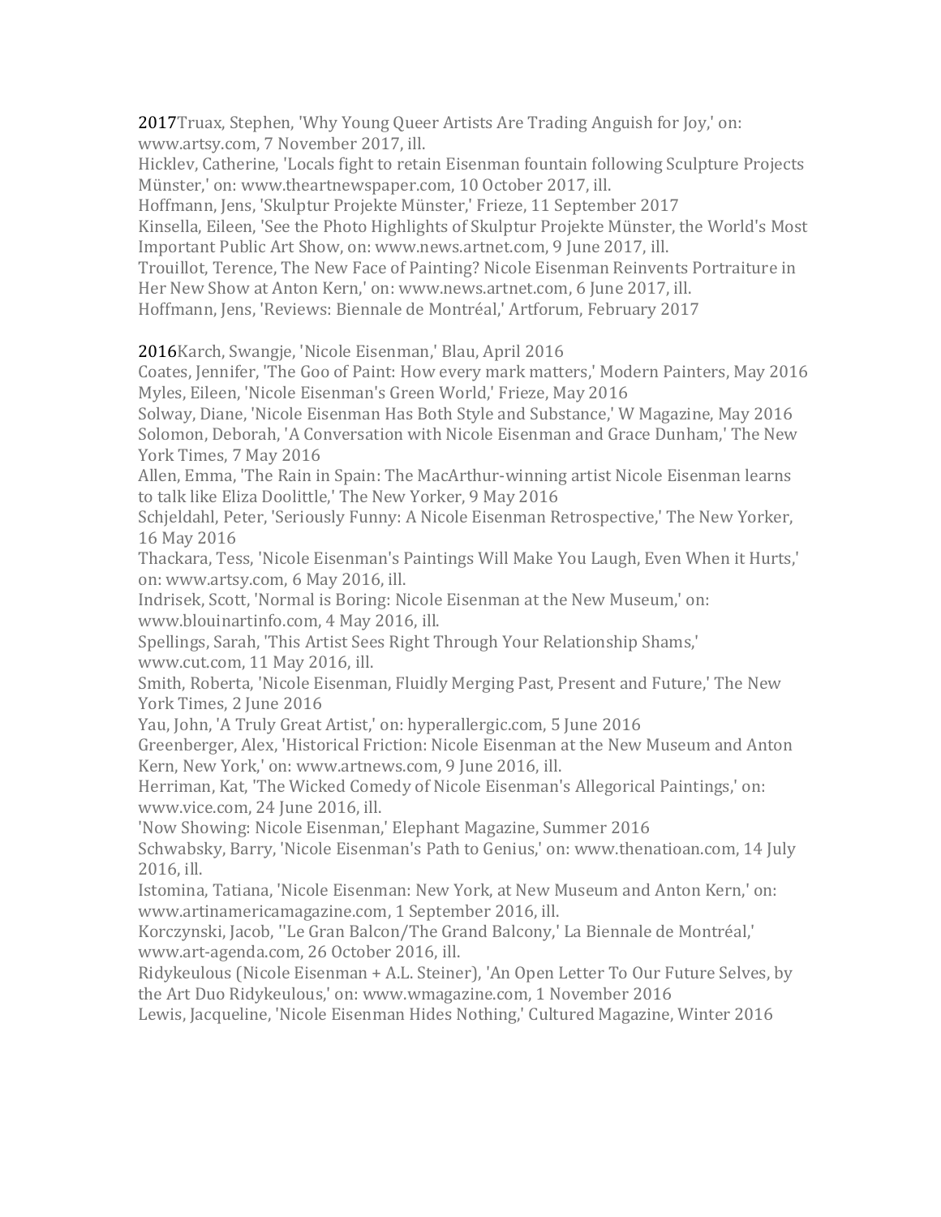**2017**Truax, Stephen, 'Why Young Queer Artists Are Trading Anguish for Joy,' on: www.artsy.com, 7 November 2017, ill.
Hicklev, Catherine, 'Locals fight to retain Eisenman fountain following Sculpture Projects Münster,' on: www.theartnewspaper.com, 10 October 2017, ill.
Hoffmann, Jens, 'Skulptur Projekte Münster,' Frieze, 11 September 2017
Kinsella, Eileen, 'See the Photo Highlights of Skulptur Projekte Münster, the World's Most Important Public Art Show, on: www.news.artnet.com, 9 June 2017, ill.
Trouillot, Terence, The New Face of Painting? Nicole Eisenman Reinvents Portraiture in Her New Show at Anton Kern,' on: www.news.artnet.com, 6 June 2017, ill.
Hoffmann, Jens, 'Reviews: Biennale de Montréal,' Artforum, February 2017

**2016**Karch, Swangje, 'Nicole Eisenman,' Blau, April 2016
Coates, Jennifer, 'The Goo of Paint: How every mark matters,' Modern Painters, May 2016
Myles, Eileen, 'Nicole Eisenman's Green World,' Frieze, May 2016
Solway, Diane, 'Nicole Eisenman Has Both Style and Substance,' W Magazine, May 2016
Solomon, Deborah, 'A Conversation with Nicole Eisenman and Grace Dunham,' The New York Times, 7 May 2016
Allen, Emma, 'The Rain in Spain: The MacArthur-winning artist Nicole Eisenman learns to talk like Eliza Doolittle,' The New Yorker, 9 May 2016
Schjeldahl, Peter, 'Seriously Funny: A Nicole Eisenman Retrospective,' The New Yorker, 16 May 2016
Thackara, Tess, 'Nicole Eisenman's Paintings Will Make You Laugh, Even When it Hurts,' on: www.artsy.com, 6 May 2016, ill.
Indrisek, Scott, 'Normal is Boring: Nicole Eisenman at the New Museum,' on: www.blouinartinfo.com, 4 May 2016, ill.
Spellings, Sarah, 'This Artist Sees Right Through Your Relationship Shams,' www.cut.com, 11 May 2016, ill.
Smith, Roberta, 'Nicole Eisenman, Fluidly Merging Past, Present and Future,' The New York Times, 2 June 2016
Yau, John, 'A Truly Great Artist,' on: hyperallergic.com, 5 June 2016
Greenberger, Alex, 'Historical Friction: Nicole Eisenman at the New Museum and Anton Kern, New York,' on: www.artnews.com, 9 June 2016, ill.
Herriman, Kat, 'The Wicked Comedy of Nicole Eisenman's Allegorical Paintings,' on: www.vice.com, 24 June 2016, ill.
'Now Showing: Nicole Eisenman,' Elephant Magazine, Summer 2016
Schwabsky, Barry, 'Nicole Eisenman's Path to Genius,' on: www.thenatioan.com, 14 July 2016, ill.
Istomina, Tatiana, 'Nicole Eisenman: New York, at New Museum and Anton Kern,' on: www.artinamericamagazine.com, 1 September 2016, ill.
Korczynski, Jacob, ''Le Gran Balcon/The Grand Balcony,' La Biennale de Montréal,' www.art-agenda.com, 26 October 2016, ill.
Ridykeulous (Nicole Eisenman + A.L. Steiner), 'An Open Letter To Our Future Selves, by the Art Duo Ridykeulous,' on: www.wmagazine.com, 1 November 2016
Lewis, Jacqueline, 'Nicole Eisenman Hides Nothing,' Cultured Magazine, Winter 2016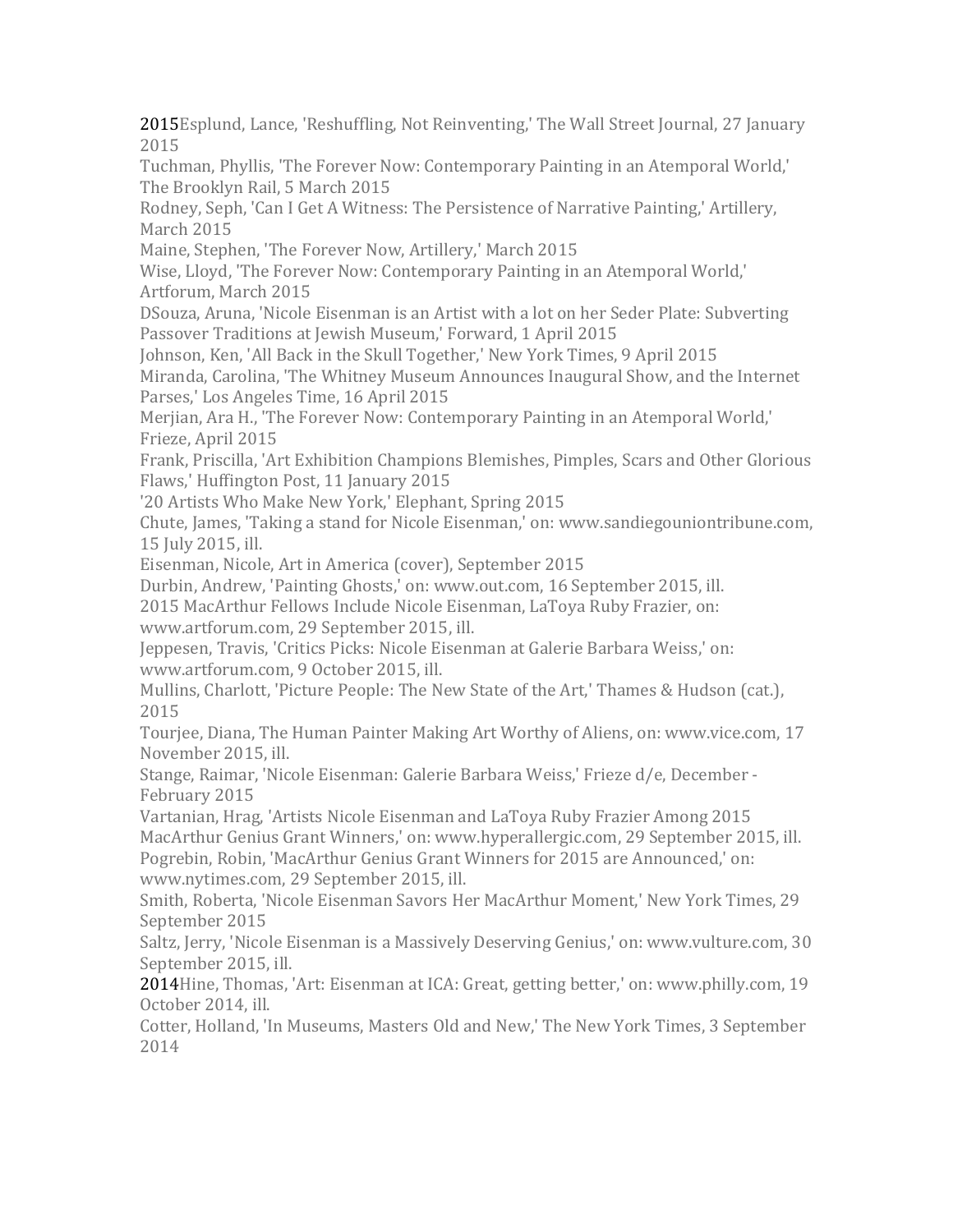2015Esplund, Lance, 'Reshuffling, Not Reinventing,' The Wall Street Journal, 27 January 2015

Tuchman, Phyllis, 'The Forever Now: Contemporary Painting in an Atemporal World,' The Brooklyn Rail, 5 March 2015

Rodney, Seph, 'Can I Get A Witness: The Persistence of Narrative Painting,' Artillery, March 2015

Maine, Stephen, 'The Forever Now, Artillery,' March 2015

Wise, Lloyd, 'The Forever Now: Contemporary Painting in an Atemporal World,' Artforum, March 2015

DSouza, Aruna, 'Nicole Eisenman is an Artist with a lot on her Seder Plate: Subverting Passover Traditions at Jewish Museum,' Forward, 1 April 2015

Johnson, Ken, 'All Back in the Skull Together,' New York Times, 9 April 2015

Miranda, Carolina, 'The Whitney Museum Announces Inaugural Show, and the Internet Parses,' Los Angeles Time, 16 April 2015

Merjian, Ara H., 'The Forever Now: Contemporary Painting in an Atemporal World,' Frieze, April 2015

Frank, Priscilla, 'Art Exhibition Champions Blemishes, Pimples, Scars and Other Glorious Flaws,' Huffington Post, 11 January 2015

'20 Artists Who Make New York,' Elephant, Spring 2015

Chute, James, 'Taking a stand for Nicole Eisenman,' on: www.sandiegouniontribune.com, 15 July 2015, ill.

Eisenman, Nicole, Art in America (cover), September 2015

Durbin, Andrew, 'Painting Ghosts,' on: www.out.com, 16 September 2015, ill.

2015 MacArthur Fellows Include Nicole Eisenman, LaToya Ruby Frazier, on: www.artforum.com, 29 September 2015, ill.

Jeppesen, Travis, 'Critics Picks: Nicole Eisenman at Galerie Barbara Weiss,' on: www.artforum.com, 9 October 2015, ill.

Mullins, Charlott, 'Picture People: The New State of the Art,' Thames & Hudson (cat.), 2015

Tourjee, Diana, The Human Painter Making Art Worthy of Aliens, on: www.vice.com, 17 November 2015, ill.

Stange, Raimar, 'Nicole Eisenman: Galerie Barbara Weiss,' Frieze d/e, December - February 2015

Vartanian, Hrag, 'Artists Nicole Eisenman and LaToya Ruby Frazier Among 2015 MacArthur Genius Grant Winners,' on: www.hyperallergic.com, 29 September 2015, ill.

Pogrebin, Robin, 'MacArthur Genius Grant Winners for 2015 are Announced,' on: www.nytimes.com, 29 September 2015, ill.

Smith, Roberta, 'Nicole Eisenman Savors Her MacArthur Moment,' New York Times, 29 September 2015

Saltz, Jerry, 'Nicole Eisenman is a Massively Deserving Genius,' on: www.vulture.com, 30 September 2015, ill.

2014Hine, Thomas, 'Art: Eisenman at ICA: Great, getting better,' on: www.philly.com, 19 October 2014, ill.

Cotter, Holland, 'In Museums, Masters Old and New,' The New York Times, 3 September 2014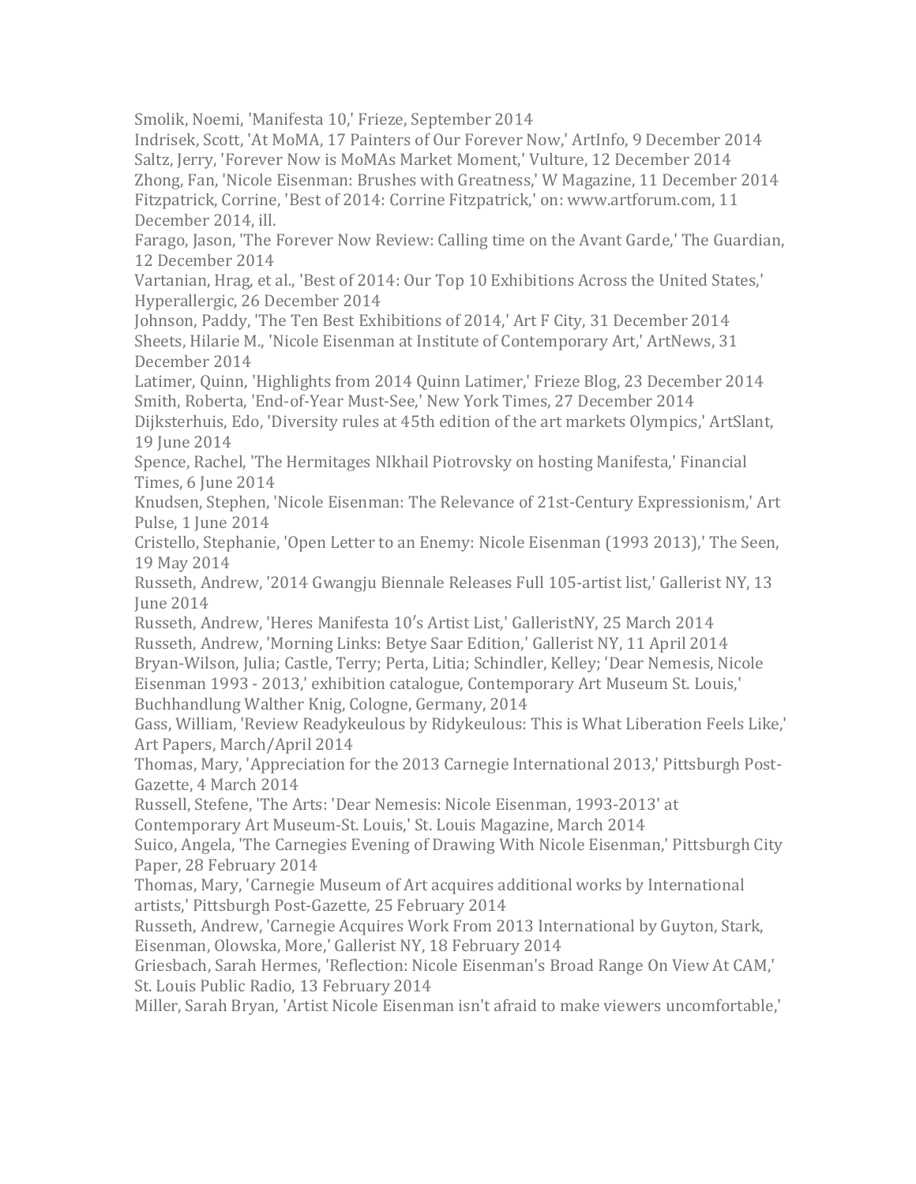Smolik, Noemi, 'Manifesta 10,' Frieze, September 2014
Indrisek, Scott, 'At MoMA, 17 Painters of Our Forever Now,' ArtInfo, 9 December 2014
Saltz, Jerry, 'Forever Now is MoMAs Market Moment,' Vulture, 12 December 2014
Zhong, Fan, 'Nicole Eisenman: Brushes with Greatness,' W Magazine, 11 December 2014
Fitzpatrick, Corrine, 'Best of 2014: Corrine Fitzpatrick,' on: www.artforum.com, 11 December 2014, ill.
Farago, Jason, 'The Forever Now Review: Calling time on the Avant Garde,' The Guardian, 12 December 2014
Vartanian, Hrag, et al., 'Best of 2014: Our Top 10 Exhibitions Across the United States,' Hyperallergic, 26 December 2014
Johnson, Paddy, 'The Ten Best Exhibitions of 2014,' Art F City, 31 December 2014
Sheets, Hilarie M., 'Nicole Eisenman at Institute of Contemporary Art,' ArtNews, 31 December 2014
Latimer, Quinn, 'Highlights from 2014 Quinn Latimer,' Frieze Blog, 23 December 2014
Smith, Roberta, 'End-of-Year Must-See,' New York Times, 27 December 2014
Dijksterhuis, Edo, 'Diversity rules at 45th edition of the art markets Olympics,' ArtSlant, 19 June 2014
Spence, Rachel, 'The Hermitages NIkhail Piotrovsky on hosting Manifesta,' Financial Times, 6 June 2014
Knudsen, Stephen, 'Nicole Eisenman: The Relevance of 21st-Century Expressionism,' Art Pulse, 1 June 2014
Cristello, Stephanie, 'Open Letter to an Enemy: Nicole Eisenman (1993 2013),' The Seen, 19 May 2014
Russeth, Andrew, '2014 Gwangju Biennale Releases Full 105-artist list,' Gallerist NY, 13 June 2014
Russeth, Andrew, 'Heres Manifesta 10's Artist List,' GalleristNY, 25 March 2014
Russeth, Andrew, 'Morning Links: Betye Saar Edition,' Gallerist NY, 11 April 2014
Bryan-Wilson, Julia; Castle, Terry; Perta, Litia; Schindler, Kelley; 'Dear Nemesis, Nicole Eisenman 1993 - 2013,' exhibition catalogue, Contemporary Art Museum St. Louis,' Buchhandlung Walther Knig, Cologne, Germany, 2014
Gass, William, 'Review Readykeulous by Ridykeulous: This is What Liberation Feels Like,' Art Papers, March/April 2014
Thomas, Mary, 'Appreciation for the 2013 Carnegie International 2013,' Pittsburgh Post-Gazette, 4 March 2014
Russell, Stefene, 'The Arts: 'Dear Nemesis: Nicole Eisenman, 1993-2013' at Contemporary Art Museum-St. Louis,' St. Louis Magazine, March 2014
Suico, Angela, 'The Carnegies Evening of Drawing With Nicole Eisenman,' Pittsburgh City Paper, 28 February 2014
Thomas, Mary, 'Carnegie Museum of Art acquires additional works by International artists,' Pittsburgh Post-Gazette, 25 February 2014
Russeth, Andrew, 'Carnegie Acquires Work From 2013 International by Guyton, Stark, Eisenman, Olowska, More,' Gallerist NY, 18 February 2014
Griesbach, Sarah Hermes, 'Reflection: Nicole Eisenman's Broad Range On View At CAM,' St. Louis Public Radio, 13 February 2014
Miller, Sarah Bryan, 'Artist Nicole Eisenman isn't afraid to make viewers uncomfortable,'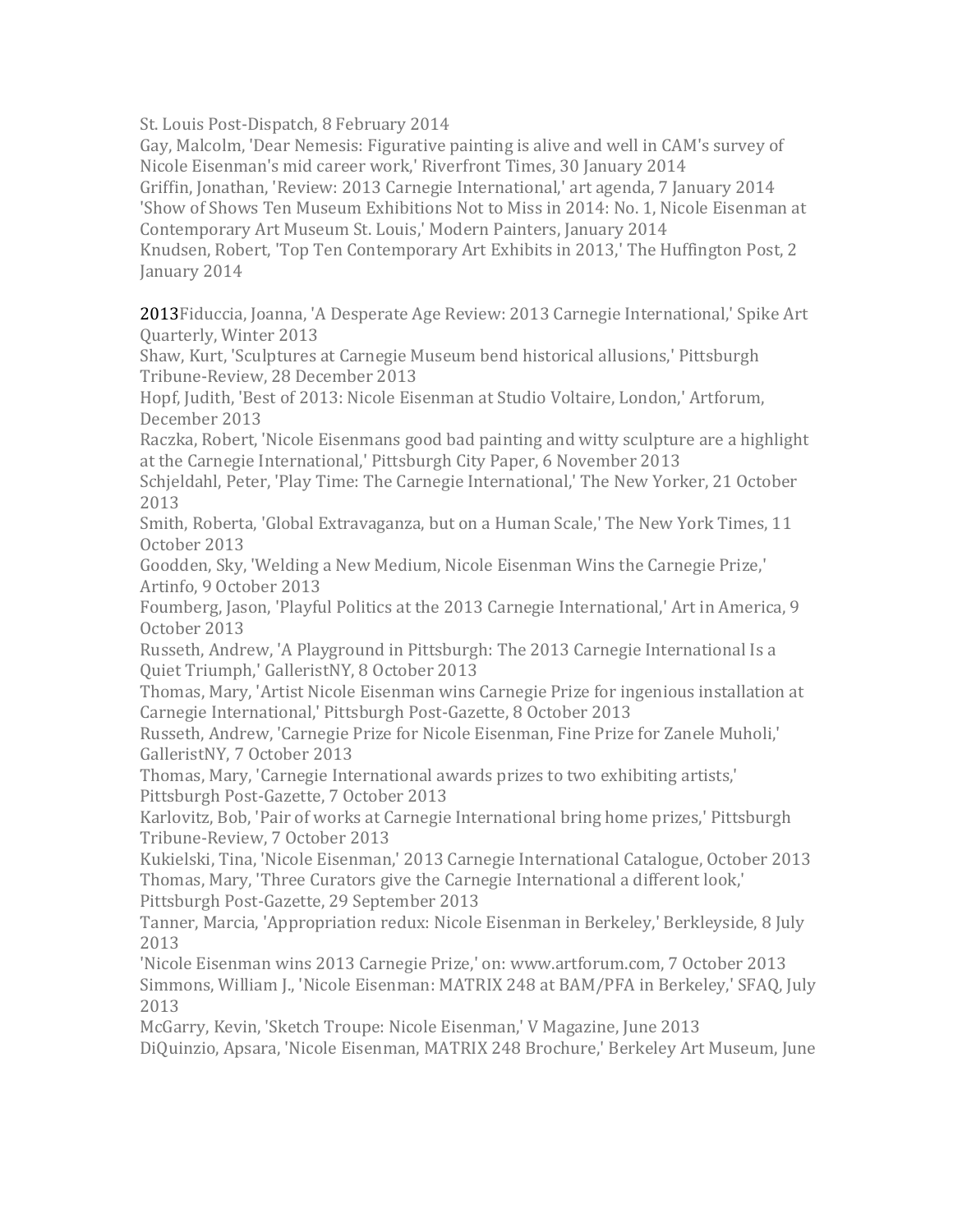St. Louis Post-Dispatch, 8 February 2014
Gay, Malcolm, 'Dear Nemesis: Figurative painting is alive and well in CAM's survey of Nicole Eisenman's mid career work,' Riverfront Times, 30 January 2014
Griffin, Jonathan, 'Review: 2013 Carnegie International,' art agenda, 7 January 2014
'Show of Shows Ten Museum Exhibitions Not to Miss in 2014: No. 1, Nicole Eisenman at Contemporary Art Museum St. Louis,' Modern Painters, January 2014
Knudsen, Robert, 'Top Ten Contemporary Art Exhibits in 2013,' The Huffington Post, 2 January 2014

2013Fiduccia, Joanna, 'A Desperate Age Review: 2013 Carnegie International,' Spike Art Quarterly, Winter 2013
Shaw, Kurt, 'Sculptures at Carnegie Museum bend historical allusions,' Pittsburgh Tribune-Review, 28 December 2013
Hopf, Judith, 'Best of 2013: Nicole Eisenman at Studio Voltaire, London,' Artforum, December 2013
Raczka, Robert, 'Nicole Eisenmans good bad painting and witty sculpture are a highlight at the Carnegie International,' Pittsburgh City Paper, 6 November 2013
Schjeldahl, Peter, 'Play Time: The Carnegie International,' The New Yorker, 21 October 2013
Smith, Roberta, 'Global Extravaganza, but on a Human Scale,' The New York Times, 11 October 2013
Goodden, Sky, 'Welding a New Medium, Nicole Eisenman Wins the Carnegie Prize,' Artinfo, 9 October 2013
Foumberg, Jason, 'Playful Politics at the 2013 Carnegie International,' Art in America, 9 October 2013
Russeth, Andrew, 'A Playground in Pittsburgh: The 2013 Carnegie International Is a Quiet Triumph,' GalleristNY, 8 October 2013
Thomas, Mary, 'Artist Nicole Eisenman wins Carnegie Prize for ingenious installation at Carnegie International,' Pittsburgh Post-Gazette, 8 October 2013
Russeth, Andrew, 'Carnegie Prize for Nicole Eisenman, Fine Prize for Zanele Muholi,' GalleristNY, 7 October 2013
Thomas, Mary, 'Carnegie International awards prizes to two exhibiting artists,' Pittsburgh Post-Gazette, 7 October 2013
Karlovitz, Bob, 'Pair of works at Carnegie International bring home prizes,' Pittsburgh Tribune-Review, 7 October 2013
Kukielski, Tina, 'Nicole Eisenman,' 2013 Carnegie International Catalogue, October 2013
Thomas, Mary, 'Three Curators give the Carnegie International a different look,' Pittsburgh Post-Gazette, 29 September 2013
Tanner, Marcia, 'Appropriation redux: Nicole Eisenman in Berkeley,' Berkleyside, 8 July 2013
'Nicole Eisenman wins 2013 Carnegie Prize,' on: www.artforum.com, 7 October 2013
Simmons, William J., 'Nicole Eisenman: MATRIX 248 at BAM/PFA in Berkeley,' SFAQ, July 2013
McGarry, Kevin, 'Sketch Troupe: Nicole Eisenman,' V Magazine, June 2013
DiQuinzio, Apsara, 'Nicole Eisenman, MATRIX 248 Brochure,' Berkeley Art Museum, June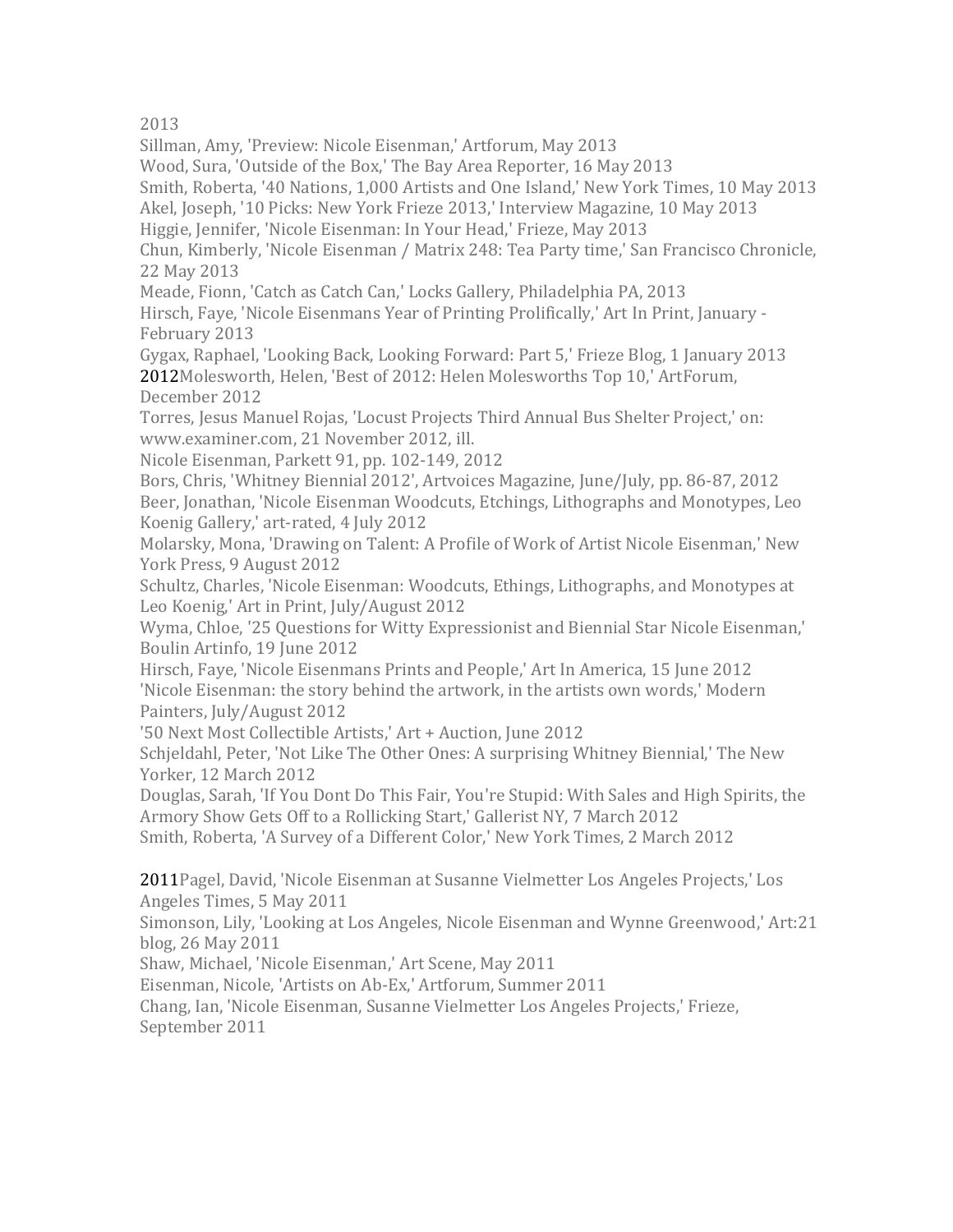2013

Sillman, Amy, 'Preview: Nicole Eisenman,' Artforum, May 2013

Wood, Sura, 'Outside of the Box,' The Bay Area Reporter, 16 May 2013

Smith, Roberta, '40 Nations, 1,000 Artists and One Island,' New York Times, 10 May 2013

Akel, Joseph, '10 Picks: New York Frieze 2013,' Interview Magazine, 10 May 2013

Higgie, Jennifer, 'Nicole Eisenman: In Your Head,' Frieze, May 2013

Chun, Kimberly, 'Nicole Eisenman / Matrix 248: Tea Party time,' San Francisco Chronicle, 22 May 2013

Meade, Fionn, 'Catch as Catch Can,' Locks Gallery, Philadelphia PA, 2013

Hirsch, Faye, 'Nicole Eisenmans Year of Printing Prolifically,' Art In Print, January - February 2013

Gygax, Raphael, 'Looking Back, Looking Forward: Part 5,' Frieze Blog, 1 January 2013

2012

Molesworth, Helen, 'Best of 2012: Helen Molesworths Top 10,' ArtForum, December 2012

Torres, Jesus Manuel Rojas, 'Locust Projects Third Annual Bus Shelter Project,' on: www.examiner.com, 21 November 2012, ill.

Nicole Eisenman, Parkett 91, pp. 102-149, 2012

Bors, Chris, 'Whitney Biennial 2012', Artvoices Magazine, June/July, pp. 86-87, 2012

Beer, Jonathan, 'Nicole Eisenman Woodcuts, Etchings, Lithographs and Monotypes, Leo Koenig Gallery,' art-rated, 4 July 2012

Molarsky, Mona, 'Drawing on Talent: A Profile of Work of Artist Nicole Eisenman,' New York Press, 9 August 2012

Schultz, Charles, 'Nicole Eisenman: Woodcuts, Ethings, Lithographs, and Monotypes at Leo Koenig,' Art in Print, July/August 2012

Wyma, Chloe, '25 Questions for Witty Expressionist and Biennial Star Nicole Eisenman,' Boulin Artinfo, 19 June 2012

Hirsch, Faye, 'Nicole Eisenmans Prints and People,' Art In America, 15 June 2012

'Nicole Eisenman: the story behind the artwork, in the artists own words,' Modern Painters, July/August 2012

'50 Next Most Collectible Artists,' Art + Auction, June 2012

Schjeldahl, Peter, 'Not Like The Other Ones: A surprising Whitney Biennial,' The New Yorker, 12 March 2012

Douglas, Sarah, 'If You Dont Do This Fair, You're Stupid: With Sales and High Spirits, the Armory Show Gets Off to a Rollicking Start,' Gallerist NY, 7 March 2012

Smith, Roberta, 'A Survey of a Different Color,' New York Times, 2 March 2012

2011

Pagel, David, 'Nicole Eisenman at Susanne Vielmetter Los Angeles Projects,' Los Angeles Times, 5 May 2011

Simonson, Lily, 'Looking at Los Angeles, Nicole Eisenman and Wynne Greenwood,' Art:21 blog, 26 May 2011

Shaw, Michael, 'Nicole Eisenman,' Art Scene, May 2011

Eisenman, Nicole, 'Artists on Ab-Ex,' Artforum, Summer 2011

Chang, Ian, 'Nicole Eisenman, Susanne Vielmetter Los Angeles Projects,' Frieze, September 2011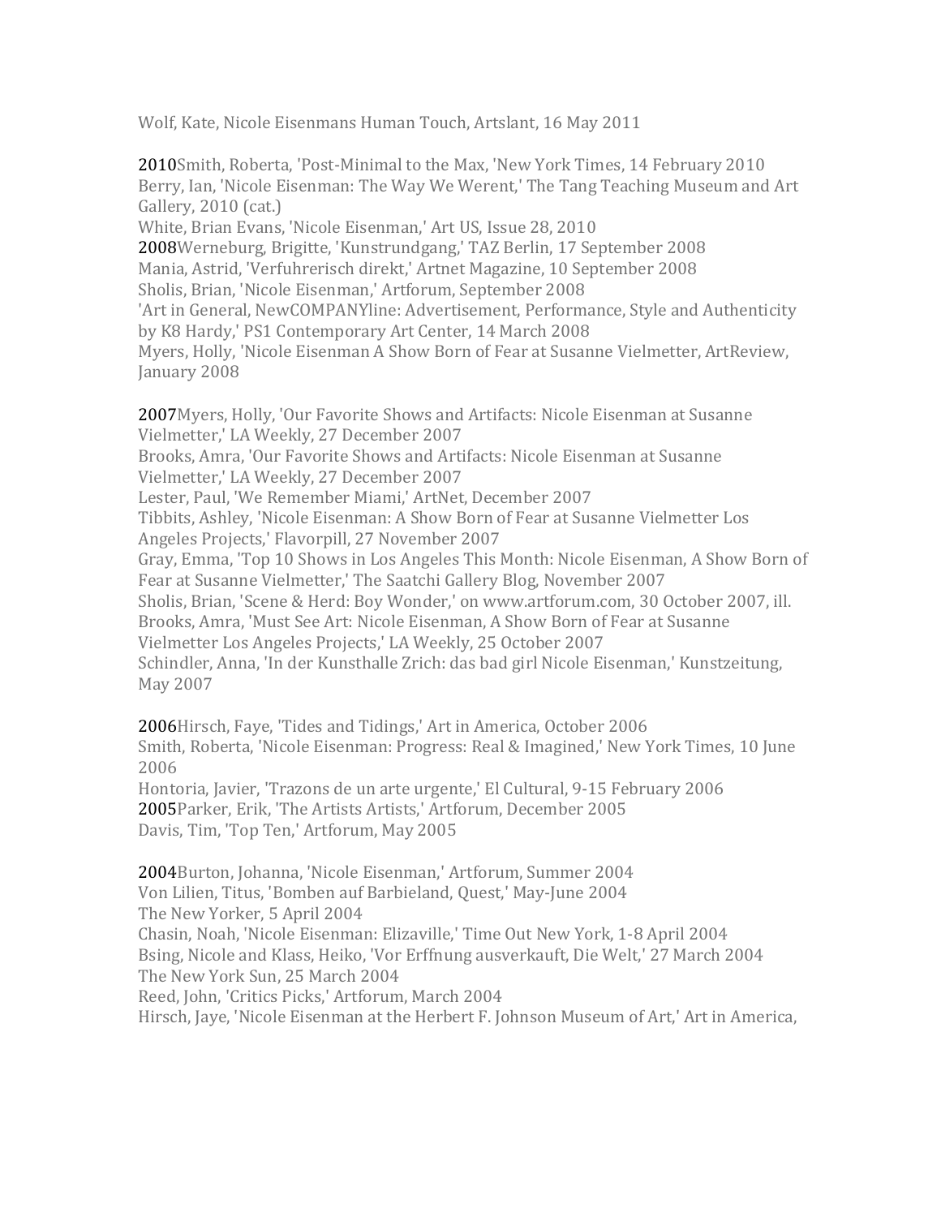Wolf, Kate, Nicole Eisenmans Human Touch, Artslant, 16 May 2011

**2010**Smith, Roberta, 'Post-Minimal to the Max, 'New York Times, 14 February 2010
Berry, Ian, 'Nicole Eisenman: The Way We Werent,' The Tang Teaching Museum and Art Gallery, 2010 (cat.)
White, Brian Evans, 'Nicole Eisenman,' Art US, Issue 28, 2010
**2008**Werneburg, Brigitte, 'Kunstrundgang,' TAZ Berlin, 17 September 2008
Mania, Astrid, 'Verfuhrerisch direkt,' Artnet Magazine, 10 September 2008
Sholis, Brian, 'Nicole Eisenman,' Artforum, September 2008
'Art in General, NewCOMPANYline: Advertisement, Performance, Style and Authenticity by K8 Hardy,' PS1 Contemporary Art Center, 14 March 2008
Myers, Holly, 'Nicole Eisenman A Show Born of Fear at Susanne Vielmetter, ArtReview, January 2008

**2007**Myers, Holly, 'Our Favorite Shows and Artifacts: Nicole Eisenman at Susanne Vielmetter,' LA Weekly, 27 December 2007
Brooks, Amra, 'Our Favorite Shows and Artifacts: Nicole Eisenman at Susanne Vielmetter,' LA Weekly, 27 December 2007
Lester, Paul, 'We Remember Miami,' ArtNet, December 2007
Tibbits, Ashley, 'Nicole Eisenman: A Show Born of Fear at Susanne Vielmetter Los Angeles Projects,' Flavorpill, 27 November 2007
Gray, Emma, 'Top 10 Shows in Los Angeles This Month: Nicole Eisenman, A Show Born of Fear at Susanne Vielmetter,' The Saatchi Gallery Blog, November 2007
Sholis, Brian, 'Scene & Herd: Boy Wonder,' on www.artforum.com, 30 October 2007, ill.
Brooks, Amra, 'Must See Art: Nicole Eisenman, A Show Born of Fear at Susanne Vielmetter Los Angeles Projects,' LA Weekly, 25 October 2007
Schindler, Anna, 'In der Kunsthalle Zrich: das bad girl Nicole Eisenman,' Kunstzeitung, May 2007

**2006**Hirsch, Faye, 'Tides and Tidings,' Art in America, October 2006
Smith, Roberta, 'Nicole Eisenman: Progress: Real & Imagined,' New York Times, 10 June 2006
Hontoria, Javier, 'Trazons de un arte urgente,' El Cultural, 9-15 February 2006
**2005**Parker, Erik, 'The Artists Artists,' Artforum, December 2005
Davis, Tim, 'Top Ten,' Artforum, May 2005

**2004**Burton, Johanna, 'Nicole Eisenman,' Artforum, Summer 2004
Von Lilien, Titus, 'Bomben auf Barbieland, Quest,' May-June 2004
The New Yorker, 5 April 2004
Chasin, Noah, 'Nicole Eisenman: Elizaville,' Time Out New York, 1-8 April 2004
Bsing, Nicole and Klass, Heiko, 'Vor Erffnung ausverkauft, Die Welt,' 27 March 2004
The New York Sun, 25 March 2004
Reed, John, 'Critics Picks,' Artforum, March 2004
Hirsch, Jaye, 'Nicole Eisenman at the Herbert F. Johnson Museum of Art,' Art in America,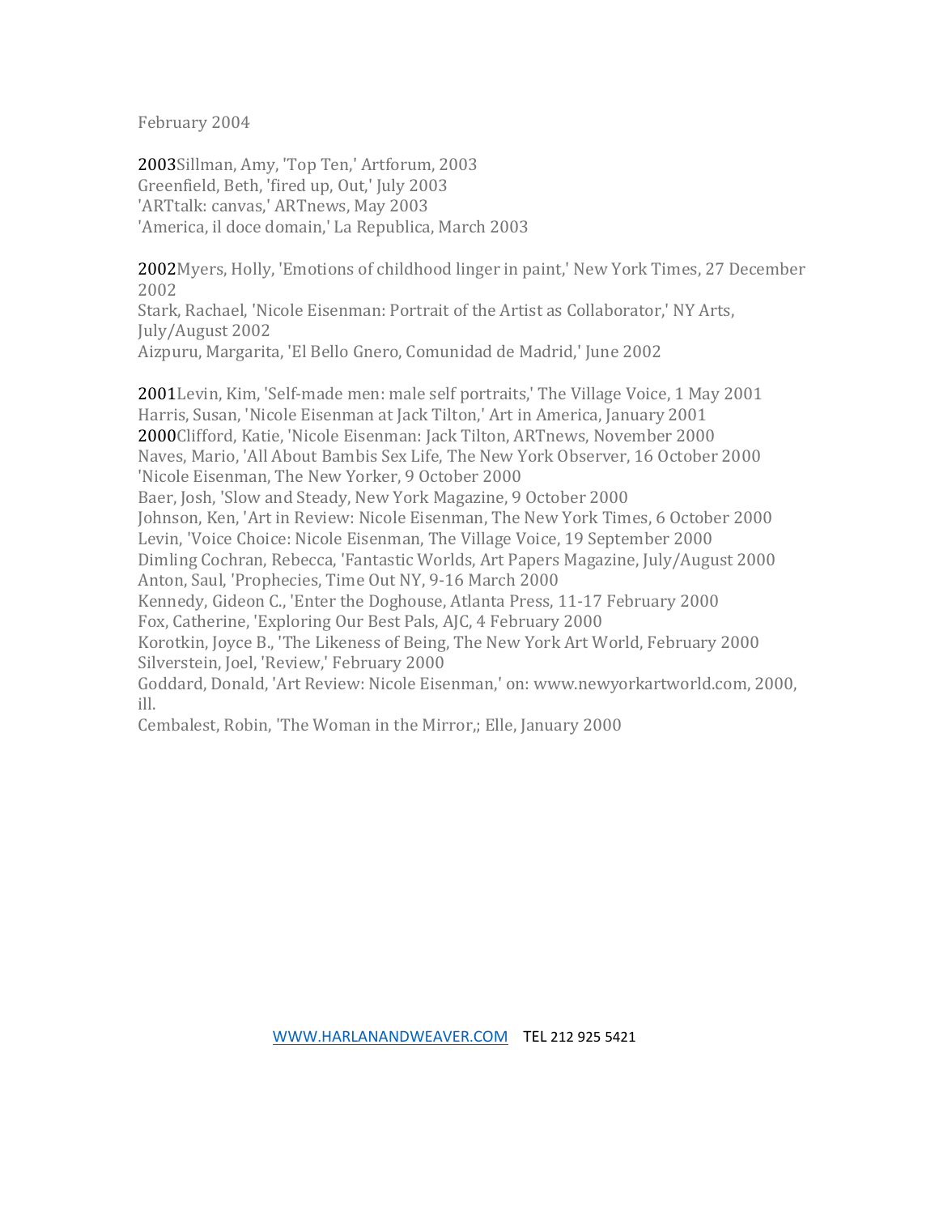February 2004

2003Sillman, Amy, 'Top Ten,' Artforum, 2003
Greenfield, Beth, 'fired up, Out,' July 2003
'ARTtalk: canvas,' ARTnews, May 2003
'America, il doce domain,' La Republica, March 2003

2002Myers, Holly, 'Emotions of childhood linger in paint,' New York Times, 27 December 2002
Stark, Rachael, 'Nicole Eisenman: Portrait of the Artist as Collaborator,' NY Arts, July/August 2002
Aizpuru, Margarita, 'El Bello Gnero, Comunidad de Madrid,' June 2002

2001Levin, Kim, 'Self-made men: male self portraits,' The Village Voice, 1 May 2001
Harris, Susan, 'Nicole Eisenman at Jack Tilton,' Art in America, January 2001
2000Clifford, Katie, 'Nicole Eisenman: Jack Tilton, ARTnews, November 2000
Naves, Mario, 'All About Bambis Sex Life, The New York Observer, 16 October 2000
'Nicole Eisenman, The New Yorker, 9 October 2000
Baer, Josh, 'Slow and Steady, New York Magazine, 9 October 2000
Johnson, Ken, 'Art in Review: Nicole Eisenman, The New York Times, 6 October 2000
Levin, 'Voice Choice: Nicole Eisenman, The Village Voice, 19 September 2000
Dimling Cochran, Rebecca, 'Fantastic Worlds, Art Papers Magazine, July/August 2000
Anton, Saul, 'Prophecies, Time Out NY, 9-16 March 2000
Kennedy, Gideon C., 'Enter the Doghouse, Atlanta Press, 11-17 February 2000
Fox, Catherine, 'Exploring Our Best Pals, AJC, 4 February 2000
Korotkin, Joyce B., 'The Likeness of Being, The New York Art World, February 2000
Silverstein, Joel, 'Review,' February 2000
Goddard, Donald, 'Art Review: Nicole Eisenman,' on: www.newyorkartworld.com, 2000, ill.
Cembalest, Robin, 'The Woman in the Mirror,; Elle, January 2000